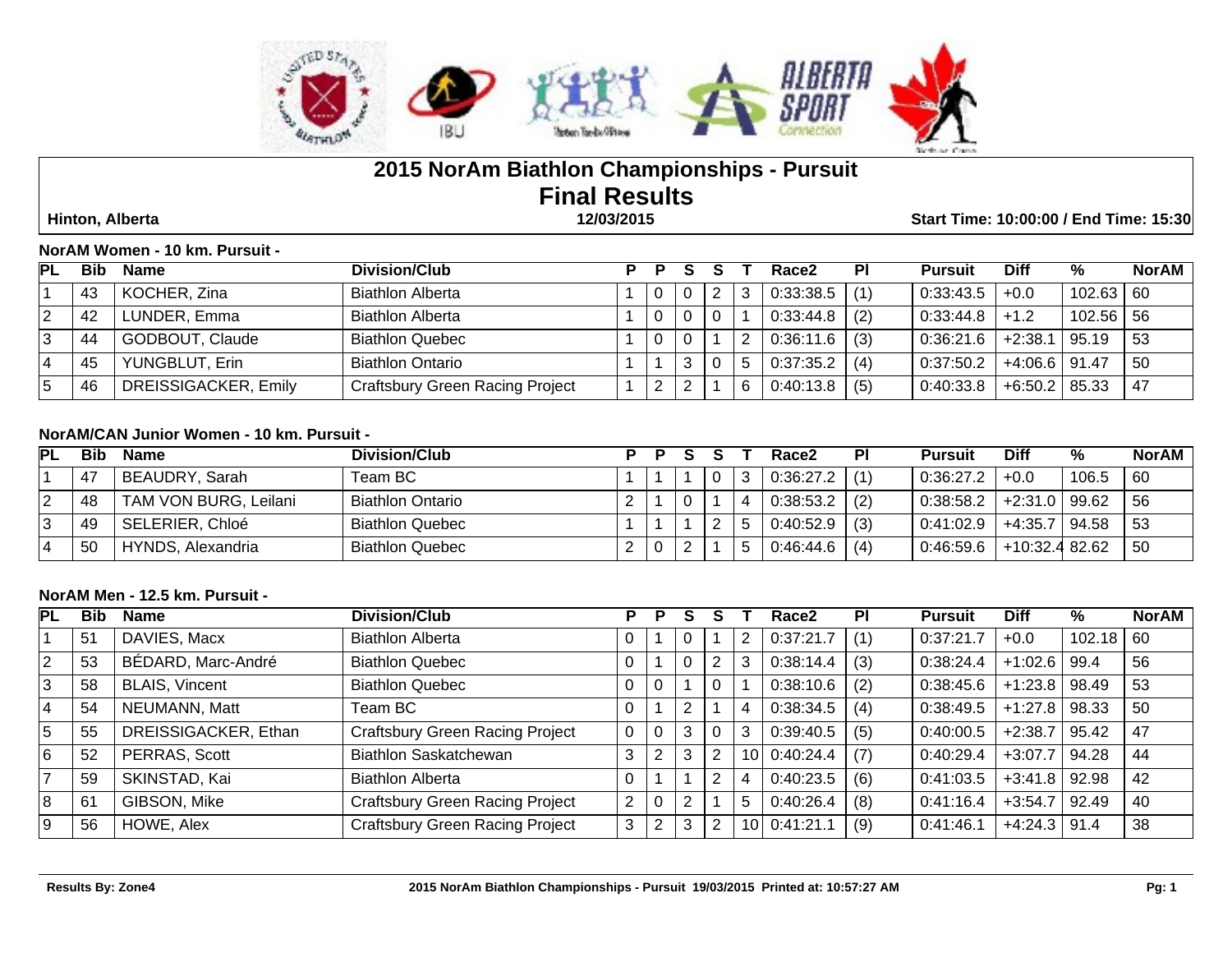# 2015 NorAm Biathlon Championships - Pursuit

## Final Results

**Hinton, Alberta** **12/03/2015** **Start Time: 10:00:00 / End Time: 15:30**

### NorAM Women - 10 km. Pursuit -

| PL | Bib | Name | Division/Club | P | P | S | S | T | Race2 | Pl | Pursuit | Diff | % | NorAM |
|---|---|---|---|---|---|---|---|---|---|---|---|---|---|---|
| 1 | 43 | KOCHER, Zina | Biathlon Alberta | 1 | 0 | 0 | 2 | 3 | 0:33:38.5 | (1) | 0:33:43.5 | +0.0 | 102.63 | 60 |
| 2 | 42 | LUNDER, Emma | Biathlon Alberta | 1 | 0 | 0 | 0 | 1 | 0:33:44.8 | (2) | 0:33:44.8 | +1.2 | 102.56 | 56 |
| 3 | 44 | GODBOUT, Claude | Biathlon Quebec | 1 | 0 | 0 | 1 | 2 | 0:36:11.6 | (3) | 0:36:21.6 | +2:38.1 | 95.19 | 53 |
| 4 | 45 | YUNGBLUT, Erin | Biathlon Ontario | 1 | 1 | 3 | 0 | 5 | 0:37:35.2 | (4) | 0:37:50.2 | +4:06.6 | 91.47 | 50 |
| 5 | 46 | DREISSIGACKER, Emily | Craftsbury Green Racing Project | 1 | 2 | 2 | 1 | 6 | 0:40:13.8 | (5) | 0:40:33.8 | +6:50.2 | 85.33 | 47 |

### NorAM/CAN Junior Women - 10 km. Pursuit -

| PL | Bib | Name | Division/Club | P | P | S | S | T | Race2 | Pl | Pursuit | Diff | % | NorAM |
|---|---|---|---|---|---|---|---|---|---|---|---|---|---|---|
| 1 | 47 | BEAUDRY, Sarah | Team BC | 1 | 1 | 1 | 0 | 3 | 0:36:27.2 | (1) | 0:36:27.2 | +0.0 | 106.5 | 60 |
| 2 | 48 | TAM VON BURG, Leilani | Biathlon Ontario | 2 | 1 | 0 | 1 | 4 | 0:38:53.2 | (2) | 0:38:58.2 | +2:31.0 | 99.62 | 56 |
| 3 | 49 | SELERIER, Chloé | Biathlon Quebec | 1 | 1 | 1 | 2 | 5 | 0:40:52.9 | (3) | 0:41:02.9 | +4:35.7 | 94.58 | 53 |
| 4 | 50 | HYNDS, Alexandria | Biathlon Quebec | 2 | 0 | 2 | 1 | 5 | 0:46:44.6 | (4) | 0:46:59.6 | +10:32.4 | 82.62 | 50 |

### NorAM Men - 12.5 km. Pursuit -

| PL | Bib | Name | Division/Club | P | P | S | S | T | Race2 | Pl | Pursuit | Diff | % | NorAM |
|---|---|---|---|---|---|---|---|---|---|---|---|---|---|---|
| 1 | 51 | DAVIES, Macx | Biathlon Alberta | 0 | 1 | 0 | 1 | 2 | 0:37:21.7 | (1) | 0:37:21.7 | +0.0 | 102.18 | 60 |
| 2 | 53 | BÉDARD, Marc-André | Biathlon Quebec | 0 | 1 | 0 | 2 | 3 | 0:38:14.4 | (3) | 0:38:24.4 | +1:02.6 | 99.4 | 56 |
| 3 | 58 | BLAIS, Vincent | Biathlon Quebec | 0 | 0 | 1 | 0 | 1 | 0:38:10.6 | (2) | 0:38:45.6 | +1:23.8 | 98.49 | 53 |
| 4 | 54 | NEUMANN, Matt | Team BC | 0 | 1 | 2 | 1 | 4 | 0:38:34.5 | (4) | 0:38:49.5 | +1:27.8 | 98.33 | 50 |
| 5 | 55 | DREISSIGACKER, Ethan | Craftsbury Green Racing Project | 0 | 0 | 3 | 0 | 3 | 0:39:40.5 | (5) | 0:40:00.5 | +2:38.7 | 95.42 | 47 |
| 6 | 52 | PERRAS, Scott | Biathlon Saskatchewan | 3 | 2 | 3 | 2 | 10 | 0:40:24.4 | (7) | 0:40:29.4 | +3:07.7 | 94.28 | 44 |
| 7 | 59 | SKINSTAD, Kai | Biathlon Alberta | 0 | 1 | 1 | 2 | 4 | 0:40:23.5 | (6) | 0:41:03.5 | +3:41.8 | 92.98 | 42 |
| 8 | 61 | GIBSON, Mike | Craftsbury Green Racing Project | 2 | 0 | 2 | 1 | 5 | 0:40:26.4 | (8) | 0:41:16.4 | +3:54.7 | 92.49 | 40 |
| 9 | 56 | HOWE, Alex | Craftsbury Green Racing Project | 3 | 2 | 3 | 2 | 10 | 0:41:21.1 | (9) | 0:41:46.1 | +4:24.3 | 91.4 | 38 |

**Results By: Zone4** **2015 NorAm Biathlon Championships - Pursuit 19/03/2015 Printed at: 10:57:27 AM**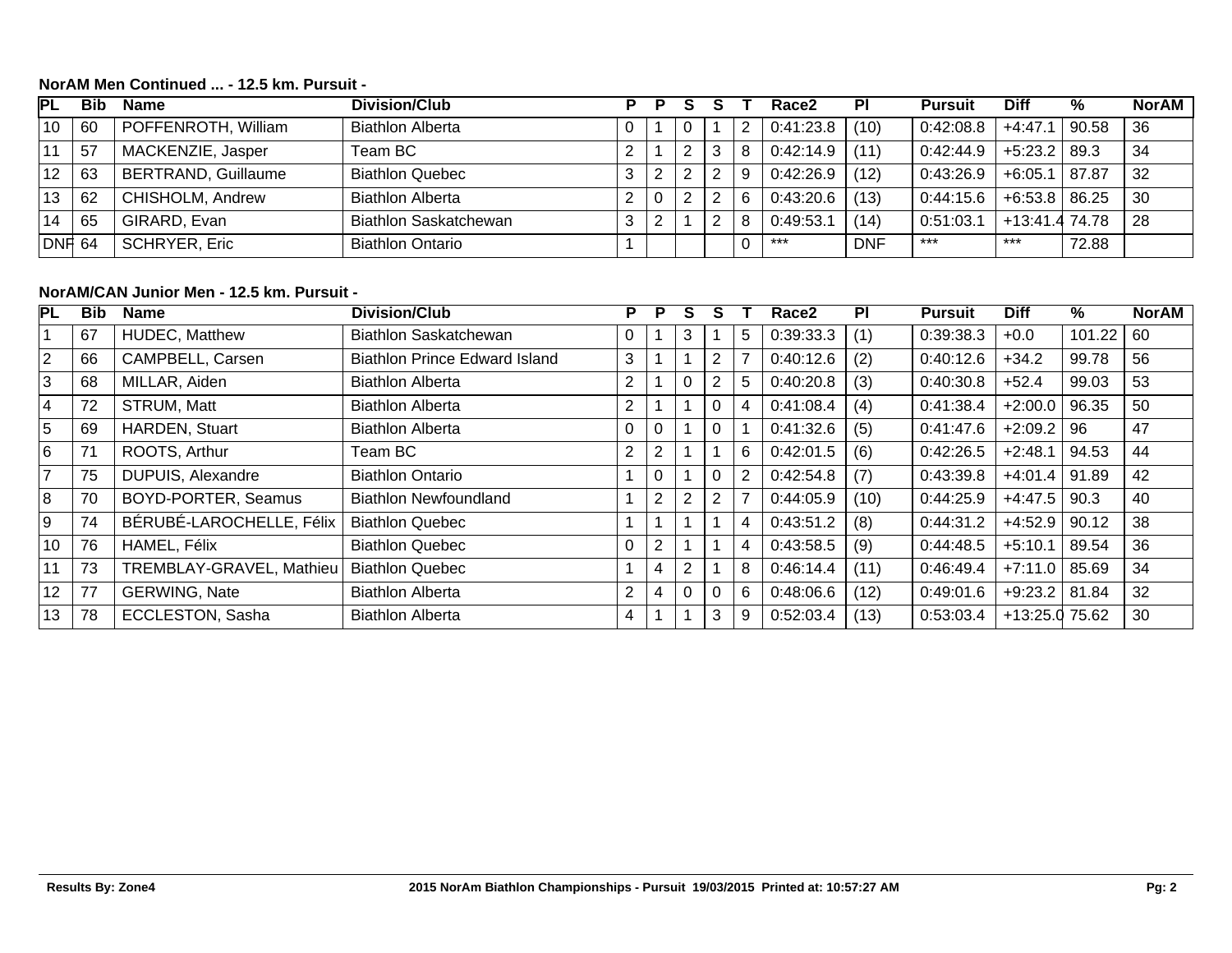**NorAM Men Continued ... - 12.5 km. Pursuit -**

| PL | Bib | Name | Division/Club | P | P | S | S | T | Race2 | Pl | Pursuit | Diff | % | NorAM |
|---|---|---|---|---|---|---|---|---|---|---|---|---|---|---|
| 10 | 60 | POFFENROTH, William | Biathlon Alberta | 0 | 1 | 0 | 1 | 2 | 0:41:23.8 | (10) | 0:42:08.8 | +4:47.1 | 90.58 | 36 |
| 11 | 57 | MACKENZIE, Jasper | Team BC | 2 | 1 | 2 | 3 | 8 | 0:42:14.9 | (11) | 0:42:44.9 | +5:23.2 | 89.3 | 34 |
| 12 | 63 | BERTRAND, Guillaume | Biathlon Quebec | 3 | 2 | 2 | 2 | 9 | 0:42:26.9 | (12) | 0:43:26.9 | +6:05.1 | 87.87 | 32 |
| 13 | 62 | CHISHOLM, Andrew | Biathlon Alberta | 2 | 0 | 2 | 2 | 6 | 0:43:20.6 | (13) | 0:44:15.6 | +6:53.8 | 86.25 | 30 |
| 14 | 65 | GIRARD, Evan | Biathlon Saskatchewan | 3 | 2 | 1 | 2 | 8 | 0:49:53.1 | (14) | 0:51:03.1 | +13:41.4 | 74.78 | 28 |
| DNF | 64 | SCHRYER, Eric | Biathlon Ontario | 1 | | | | 0 | *** | DNF | *** | *** | 72.88 | |

**NorAM/CAN Junior Men - 12.5 km. Pursuit -**

| PL | Bib | Name | Division/Club | P | P | S | S | T | Race2 | Pl | Pursuit | Diff | % | NorAM |
|---|---|---|---|---|---|---|---|---|---|---|---|---|---|---|
| 1 | 67 | HUDEC, Matthew | Biathlon Saskatchewan | 0 | 1 | 3 | 1 | 5 | 0:39:33.3 | (1) | 0:39:38.3 | +0.0 | 101.22 | 60 |
| 2 | 66 | CAMPBELL, Carsen | Biathlon Prince Edward Island | 3 | 1 | 1 | 2 | 7 | 0:40:12.6 | (2) | 0:40:12.6 | +34.2 | 99.78 | 56 |
| 3 | 68 | MILLAR, Aiden | Biathlon Alberta | 2 | 1 | 0 | 2 | 5 | 0:40:20.8 | (3) | 0:40:30.8 | +52.4 | 99.03 | 53 |
| 4 | 72 | STRUM, Matt | Biathlon Alberta | 2 | 1 | 1 | 0 | 4 | 0:41:08.4 | (4) | 0:41:38.4 | +2:00.0 | 96.35 | 50 |
| 5 | 69 | HARDEN, Stuart | Biathlon Alberta | 0 | 0 | 1 | 0 | 1 | 0:41:32.6 | (5) | 0:41:47.6 | +2:09.2 | 96 | 47 |
| 6 | 71 | ROOTS, Arthur | Team BC | 2 | 2 | 1 | 1 | 6 | 0:42:01.5 | (6) | 0:42:26.5 | +2:48.1 | 94.53 | 44 |
| 7 | 75 | DUPUIS, Alexandre | Biathlon Ontario | 1 | 0 | 1 | 0 | 2 | 0:42:54.8 | (7) | 0:43:39.8 | +4:01.4 | 91.89 | 42 |
| 8 | 70 | BOYD-PORTER, Seamus | Biathlon Newfoundland | 1 | 2 | 2 | 2 | 7 | 0:44:05.9 | (10) | 0:44:25.9 | +4:47.5 | 90.3 | 40 |
| 9 | 74 | BÉRUBÉ-LAROCHELLE, Félix | Biathlon Quebec | 1 | 1 | 1 | 1 | 4 | 0:43:51.2 | (8) | 0:44:31.2 | +4:52.9 | 90.12 | 38 |
| 10 | 76 | HAMEL, Félix | Biathlon Quebec | 0 | 2 | 1 | 1 | 4 | 0:43:58.5 | (9) | 0:44:48.5 | +5:10.1 | 89.54 | 36 |
| 11 | 73 | TREMBLAY-GRAVEL, Mathieu | Biathlon Quebec | 1 | 4 | 2 | 1 | 8 | 0:46:14.4 | (11) | 0:46:49.4 | +7:11.0 | 85.69 | 34 |
| 12 | 77 | GERWING, Nate | Biathlon Alberta | 2 | 4 | 0 | 0 | 6 | 0:48:06.6 | (12) | 0:49:01.6 | +9:23.2 | 81.84 | 32 |
| 13 | 78 | ECCLESTON, Sasha | Biathlon Alberta | 4 | 1 | 1 | 3 | 9 | 0:52:03.4 | (13) | 0:53:03.4 | +13:25.0 | 75.62 | 30 |